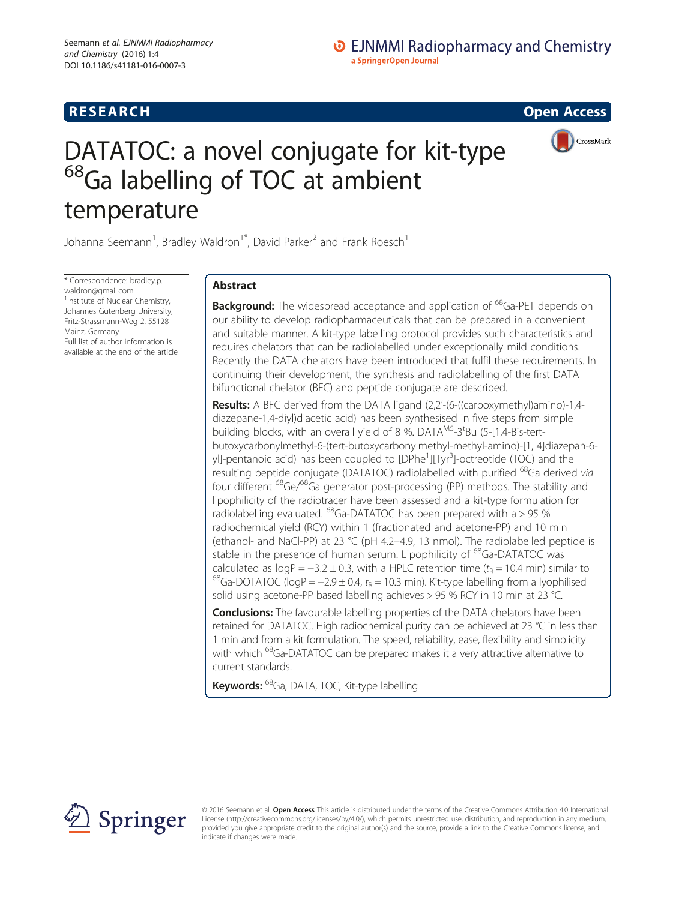# DATATOC: a novel conjugate for kit-type $^{68}$Ga labelling of TOC at ambient temperature

Johanna Seemann[1], Bradley Waldron[1*], David Parker[2] and Frank Roesch[1]

\* Correspondence: bradley.p.waldron@gmail.com
[1]Institute of Nuclear Chemistry, Johannes Gutenberg University, Fritz-Strassmann-Weg 2, 55128 Mainz, Germany
Full list of author information is available at the end of the article

## Abstract

**Background:** The widespread acceptance and application of $^{68}$Ga-PET depends on our ability to develop radiopharmaceuticals that can be prepared in a convenient and suitable manner. A kit-type labelling protocol provides such characteristics and requires chelators that can be radiolabelled under exceptionally mild conditions. Recently the DATA chelators have been introduced that fulfil these requirements. In continuing their development, the synthesis and radiolabelling of the first DATA bifunctional chelator (BFC) and peptide conjugate are described.

**Results:** A BFC derived from the DATA ligand (2,2′-(6-((carboxymethyl)amino)-1,4-diazepane-1,4-diyl)diacetic acid) has been synthesised in five steps from simple building blocks, with an overall yield of 8 %. DATA$^{M5}$-3$^t$Bu (5-[1,4-Bis-tert-butoxycarbonylmethyl-6-(tert-butoxycarbonylmethyl-methyl-amino)-[1, 4]diazepan-6-yl]-pentanoic acid) has been coupled to [DPhe$^1$][Tyr$^3$]-octreotide (TOC) and the resulting peptide conjugate (DATATOC) radiolabelled with purified $^{68}$Ga derived *via* four different $^{68}$Ge/$^{68}$Ga generator post-processing (PP) methods. The stability and lipophilicity of the radiotracer have been assessed and a kit-type formulation for radiolabelling evaluated. $^{68}$Ga-DATATOC has been prepared with a > 95 % radiochemical yield (RCY) within 1 (fractionated and acetone-PP) and 10 min (ethanol- and NaCl-PP) at 23 °C (pH 4.2–4.9, 13 nmol). The radiolabelled peptide is stable in the presence of human serum. Lipophilicity of $^{68}$Ga-DATATOC was calculated as logP = −3.2 ± 0.3, with a HPLC retention time ($t_R$ = 10.4 min) similar to $^{68}$Ga-DOTATOC (logP = −2.9 ± 0.4, $t_R$ = 10.3 min). Kit-type labelling from a lyophilised solid using acetone-PP based labelling achieves > 95 % RCY in 10 min at 23 °C.

**Conclusions:** The favourable labelling properties of the DATA chelators have been retained for DATATOC. High radiochemical purity can be achieved at 23 °C in less than 1 min and from a kit formulation. The speed, reliability, ease, flexibility and simplicity with which $^{68}$Ga-DATATOC can be prepared makes it a very attractive alternative to current standards.

**Keywords:** $^{68}$Ga, DATA, TOC, Kit-type labelling

© 2016 Seemann et al. **Open Access** This article is distributed under the terms of the Creative Commons Attribution 4.0 International License (http://creativecommons.org/licenses/by/4.0/), which permits unrestricted use, distribution, and reproduction in any medium, provided you give appropriate credit to the original author(s) and the source, provide a link to the Creative Commons license, and indicate if changes were made.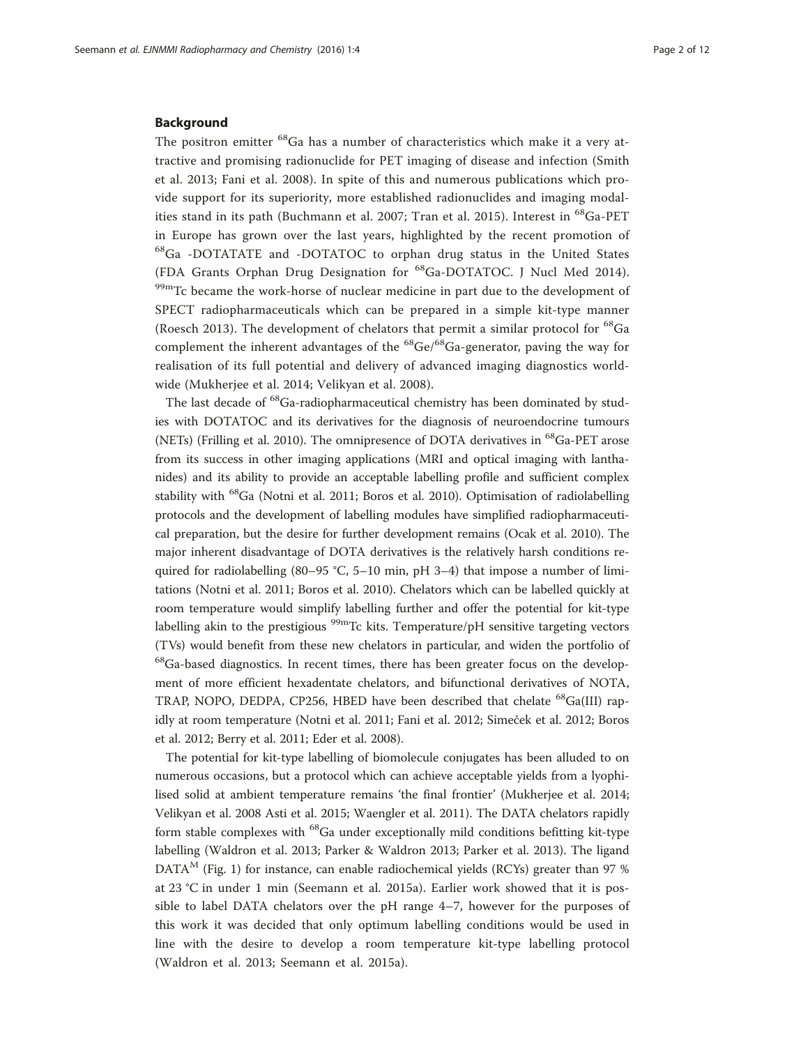## Background

The positron emitter $^{68}$Ga has a number of characteristics which make it a very attractive and promising radionuclide for PET imaging of disease and infection (Smith et al. 2013; Fani et al. 2008). In spite of this and numerous publications which provide support for its superiority, more established radionuclides and imaging modalities stand in its path (Buchmann et al. 2007; Tran et al. 2015). Interest in $^{68}$Ga-PET in Europe has grown over the last years, highlighted by the recent promotion of $^{68}$Ga -DOTATATE and -DOTATOC to orphan drug status in the United States (FDA Grants Orphan Drug Designation for $^{68}$Ga-DOTATOC. J Nucl Med 2014). $^{99m}$Tc became the work-horse of nuclear medicine in part due to the development of SPECT radiopharmaceuticals which can be prepared in a simple kit-type manner (Roesch 2013). The development of chelators that permit a similar protocol for $^{68}$Ga complement the inherent advantages of the $^{68}$Ge/$^{68}$Ga-generator, paving the way for realisation of its full potential and delivery of advanced imaging diagnostics worldwide (Mukherjee et al. 2014; Velikyan et al. 2008).

The last decade of $^{68}$Ga-radiopharmaceutical chemistry has been dominated by studies with DOTATOC and its derivatives for the diagnosis of neuroendocrine tumours (NETs) (Frilling et al. 2010). The omnipresence of DOTA derivatives in $^{68}$Ga-PET arose from its success in other imaging applications (MRI and optical imaging with lanthanides) and its ability to provide an acceptable labelling profile and sufficient complex stability with $^{68}$Ga (Notni et al. 2011; Boros et al. 2010). Optimisation of radiolabelling protocols and the development of labelling modules have simplified radiopharmaceutical preparation, but the desire for further development remains (Ocak et al. 2010). The major inherent disadvantage of DOTA derivatives is the relatively harsh conditions required for radiolabelling (80–95 °C, 5–10 min, pH 3–4) that impose a number of limitations (Notni et al. 2011; Boros et al. 2010). Chelators which can be labelled quickly at room temperature would simplify labelling further and offer the potential for kit-type labelling akin to the prestigious $^{99m}$Tc kits. Temperature/pH sensitive targeting vectors (TVs) would benefit from these new chelators in particular, and widen the portfolio of $^{68}$Ga-based diagnostics. In recent times, there has been greater focus on the development of more efficient hexadentate chelators, and bifunctional derivatives of NOTA, TRAP, NOPO, DEDPA, CP256, HBED have been described that chelate $^{68}$Ga(III) rapidly at room temperature (Notni et al. 2011; Fani et al. 2012; Simeček et al. 2012; Boros et al. 2012; Berry et al. 2011; Eder et al. 2008).

The potential for kit-type labelling of biomolecule conjugates has been alluded to on numerous occasions, but a protocol which can achieve acceptable yields from a lyophilised solid at ambient temperature remains 'the final frontier' (Mukherjee et al. 2014; Velikyan et al. 2008 Asti et al. 2015; Waengler et al. 2011). The DATA chelators rapidly form stable complexes with $^{68}$Ga under exceptionally mild conditions befitting kit-type labelling (Waldron et al. 2013; Parker & Waldron 2013; Parker et al. 2013). The ligand DATA$^{M}$ (Fig. 1) for instance, can enable radiochemical yields (RCYs) greater than 97 % at 23 °C in under 1 min (Seemann et al. 2015a). Earlier work showed that it is possible to label DATA chelators over the pH range 4–7, however for the purposes of this work it was decided that only optimum labelling conditions would be used in line with the desire to develop a room temperature kit-type labelling protocol (Waldron et al. 2013; Seemann et al. 2015a).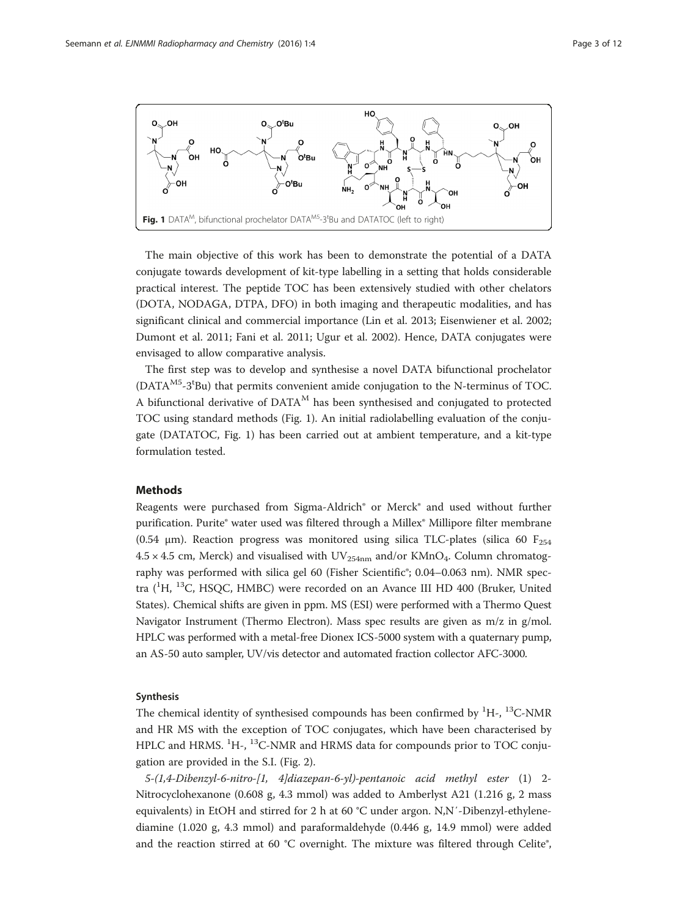Fig. 1 DATA$^{M}$, bifunctional prochelator DATA$^{M5}$-3$^{t}$Bu and DATATOC (left to right)

The main objective of this work has been to demonstrate the potential of a DATA conjugate towards development of kit-type labelling in a setting that holds considerable practical interest. The peptide TOC has been extensively studied with other chelators (DOTA, NODAGA, DTPA, DFO) in both imaging and therapeutic modalities, and has significant clinical and commercial importance (Lin et al. 2013; Eisenwiener et al. 2002; Dumont et al. 2011; Fani et al. 2011; Ugur et al. 2002). Hence, DATA conjugates were envisaged to allow comparative analysis.

The first step was to develop and synthesise a novel DATA bifunctional prochelator (DATA$^{M5}$-3$^{t}$Bu) that permits convenient amide conjugation to the N-terminus of TOC. A bifunctional derivative of DATA$^{M}$ has been synthesised and conjugated to protected TOC using standard methods (Fig. 1). An initial radiolabelling evaluation of the conjugate (DATATOC, Fig. 1) has been carried out at ambient temperature, and a kit-type formulation tested.

## Methods

Reagents were purchased from Sigma-Aldrich® or Merck® and used without further purification. Purite® water used was filtered through a Millex® Millipore filter membrane (0.54 μm). Reaction progress was monitored using silica TLC-plates (silica 60 $F_{254}$ 4.5 × 4.5 cm, Merck) and visualised with $UV_{254nm}$ and/or $KMnO_4$. Column chromatography was performed with silica gel 60 (Fisher Scientific®; 0.04–0.063 nm). NMR spectra ($^{1}$H, $^{13}$C, HSQC, HMBC) were recorded on an Avance III HD 400 (Bruker, United States). Chemical shifts are given in ppm. MS (ESI) were performed with a Thermo Quest Navigator Instrument (Thermo Electron). Mass spec results are given as m/z in g/mol. HPLC was performed with a metal-free Dionex ICS-5000 system with a quaternary pump, an AS-50 auto sampler, UV/vis detector and automated fraction collector AFC-3000.

### Synthesis

The chemical identity of synthesised compounds has been confirmed by $^{1}$H-, $^{13}$C-NMR and HR MS with the exception of TOC conjugates, which have been characterised by HPLC and HRMS. $^{1}$H-, $^{13}$C-NMR and HRMS data for compounds prior to TOC conjugation are provided in the S.I. (Fig. 2).

*5-(1,4-Dibenzyl-6-nitro-[1, 4]diazepan-6-yl)-pentanoic acid methyl ester* (1) 2-Nitrocyclohexanone (0.608 g, 4.3 mmol) was added to Amberlyst A21 (1.216 g, 2 mass equivalents) in EtOH and stirred for 2 h at 60 °C under argon. N,N′-Dibenzyl-ethylene-diamine (1.020 g, 4.3 mmol) and paraformaldehyde (0.446 g, 14.9 mmol) were added and the reaction stirred at 60 °C overnight. The mixture was filtered through Celite®,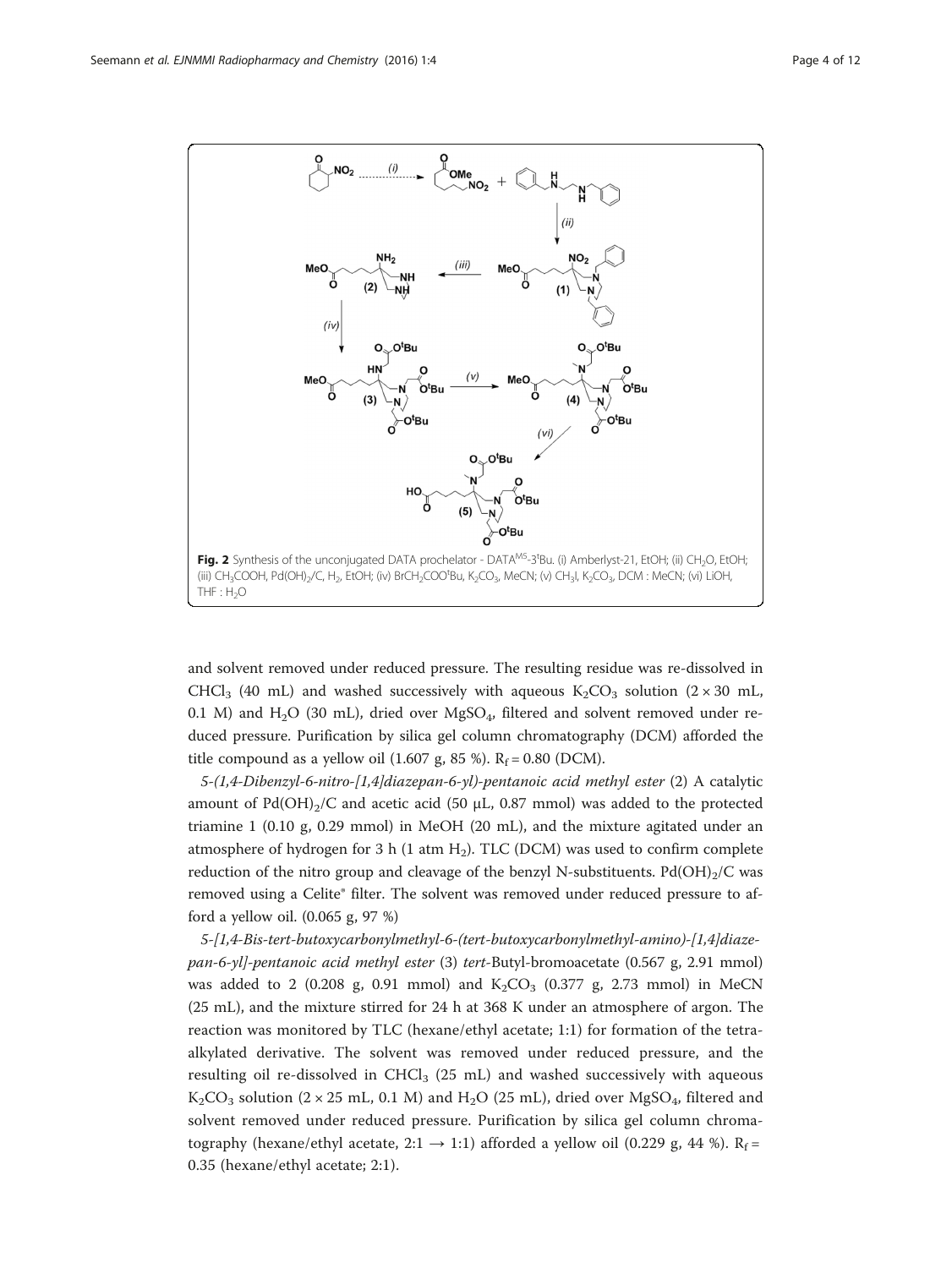**Fig. 2** Synthesis of the unconjugated DATA prochelator - DATA[M5]-3[t]Bu. (i) Amberlyst-21, EtOH; (ii) $CH_2O$, EtOH; (iii) $CH_3COOH$, $Pd(OH)_2/C$, $H_2$, EtOH; (iv) $BrCH_2COO^tBu$, $K_2CO_3$, MeCN; (v) $CH_3I$, $K_2CO_3$, DCM : MeCN; (vi) LiOH, THF : $H_2O$

and solvent removed under reduced pressure. The resulting residue was re-dissolved in $CHCl_3$ (40 mL) and washed successively with aqueous $K_2CO_3$ solution (2 × 30 mL, 0.1 M) and $H_2O$ (30 mL), dried over $MgSO_4$, filtered and solvent removed under reduced pressure. Purification by silica gel column chromatography (DCM) afforded the title compound as a yellow oil (1.607 g, 85 %). $R_f = 0.80$ (DCM).

*5-(1,4-Dibenzyl-6-nitro-[1,4]diazepan-6-yl)-pentanoic acid methyl ester* (2) A catalytic amount of $Pd(OH)_2/C$ and acetic acid (50 μL, 0.87 mmol) was added to the protected triamine 1 (0.10 g, 0.29 mmol) in MeOH (20 mL), and the mixture agitated under an atmosphere of hydrogen for 3 h (1 atm $H_2$). TLC (DCM) was used to confirm complete reduction of the nitro group and cleavage of the benzyl N-substituents. $Pd(OH)_2/C$ was removed using a Celite® filter. The solvent was removed under reduced pressure to afford a yellow oil. (0.065 g, 97 %)

*5-[1,4-Bis-tert-butoxycarbonylmethyl-6-(tert-butoxycarbonylmethyl-amino)-[1,4]diazepan-6-yl]-pentanoic acid methyl ester* (3) *tert*-Butyl-bromoacetate (0.567 g, 2.91 mmol) was added to 2 (0.208 g, 0.91 mmol) and $K_2CO_3$ (0.377 g, 2.73 mmol) in MeCN (25 mL), and the mixture stirred for 24 h at 368 K under an atmosphere of argon. The reaction was monitored by TLC (hexane/ethyl acetate; 1:1) for formation of the tetra-alkylated derivative. The solvent was removed under reduced pressure, and the resulting oil re-dissolved in $CHCl_3$ (25 mL) and washed successively with aqueous $K_2CO_3$ solution (2 × 25 mL, 0.1 M) and $H_2O$ (25 mL), dried over $MgSO_4$, filtered and solvent removed under reduced pressure. Purification by silica gel column chromatography (hexane/ethyl acetate, 2:1 → 1:1) afforded a yellow oil (0.229 g, 44 %). $R_f =$ 0.35 (hexane/ethyl acetate; 2:1).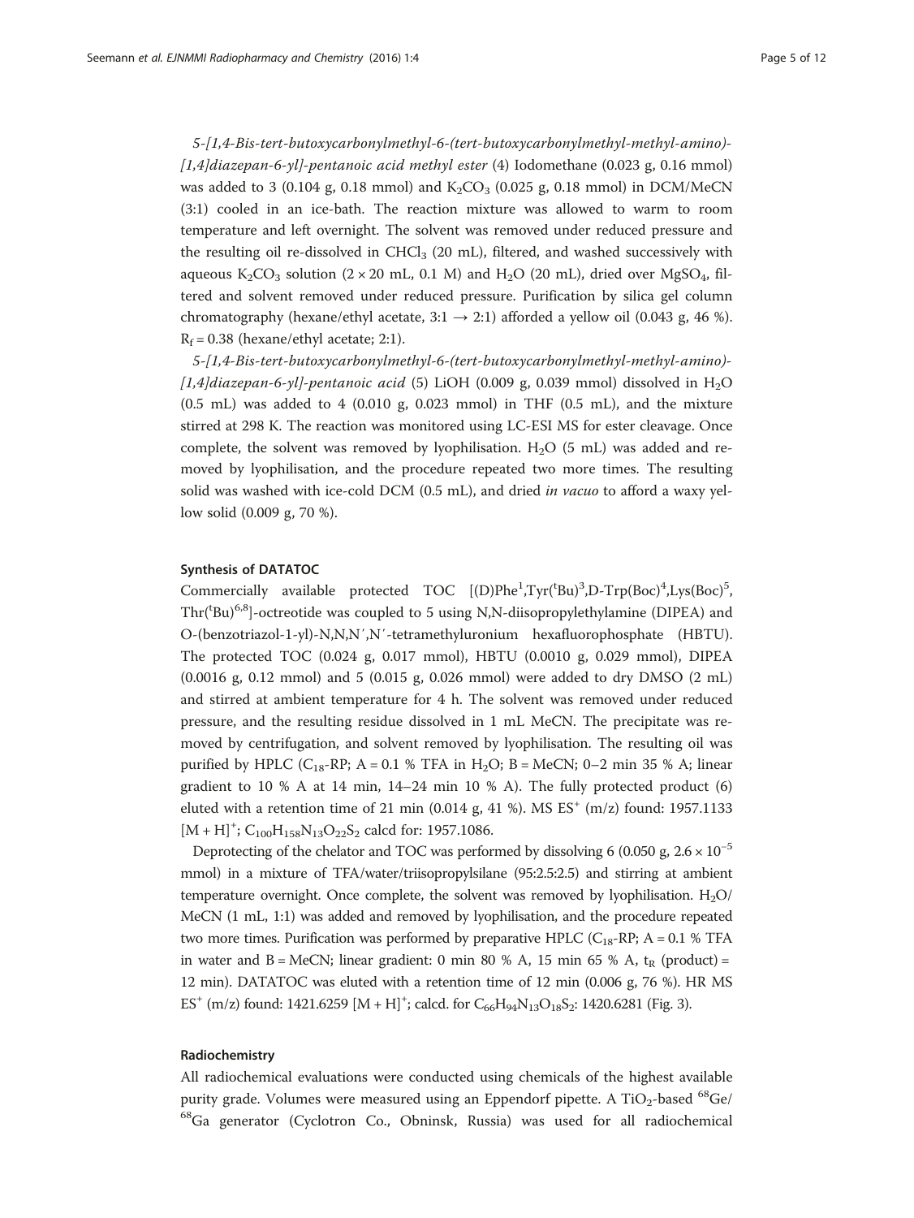*5-[1,4-Bis-tert-butoxycarbonylmethyl-6-(tert-butoxycarbonylmethyl-methyl-amino)-[1,4]diazepan-6-yl]-pentanoic acid methyl ester* (4) Iodomethane (0.023 g, 0.16 mmol) was added to 3 (0.104 g, 0.18 mmol) and $K_2CO_3$ (0.025 g, 0.18 mmol) in DCM/MeCN (3:1) cooled in an ice-bath. The reaction mixture was allowed to warm to room temperature and left overnight. The solvent was removed under reduced pressure and the resulting oil re-dissolved in $CHCl_3$ (20 mL), filtered, and washed successively with aqueous $K_2CO_3$ solution (2 × 20 mL, 0.1 M) and $H_2O$ (20 mL), dried over $MgSO_4$, filtered and solvent removed under reduced pressure. Purification by silica gel column chromatography (hexane/ethyl acetate, 3:1 → 2:1) afforded a yellow oil (0.043 g, 46 %). $R_f$ = 0.38 (hexane/ethyl acetate; 2:1).

*5-[1,4-Bis-tert-butoxycarbonylmethyl-6-(tert-butoxycarbonylmethyl-methyl-amino)-[1,4]diazepan-6-yl]-pentanoic acid* (5) LiOH (0.009 g, 0.039 mmol) dissolved in $H_2O$ (0.5 mL) was added to 4 (0.010 g, 0.023 mmol) in THF (0.5 mL), and the mixture stirred at 298 K. The reaction was monitored using LC-ESI MS for ester cleavage. Once complete, the solvent was removed by lyophilisation. $H_2O$ (5 mL) was added and removed by lyophilisation, and the procedure repeated two more times. The resulting solid was washed with ice-cold DCM (0.5 mL), and dried *in vacuo* to afford a waxy yellow solid (0.009 g, 70 %).

#### Synthesis of DATATOC

Commercially available protected TOC [(D)Phe[1],Tyr($^t$Bu)[3],D-Trp(Boc)[4],Lys(Boc)[5],Thr($^t$Bu)[6,8]]-octreotide was coupled to 5 using N,N-diisopropylethylamine (DIPEA) and O-(benzotriazol-1-yl)-N,N,N′,N′-tetramethyluronium hexafluorophosphate (HBTU). The protected TOC (0.024 g, 0.017 mmol), HBTU (0.0010 g, 0.029 mmol), DIPEA (0.0016 g, 0.12 mmol) and 5 (0.015 g, 0.026 mmol) were added to dry DMSO (2 mL) and stirred at ambient temperature for 4 h. The solvent was removed under reduced pressure, and the resulting residue dissolved in 1 mL MeCN. The precipitate was removed by centrifugation, and solvent removed by lyophilisation. The resulting oil was purified by HPLC ($C_{18}$-RP; A = 0.1 % TFA in $H_2O$; B = MeCN; 0–2 min 35 % A; linear gradient to 10 % A at 14 min, 14–24 min 10 % A). The fully protected product (6) eluted with a retention time of 21 min (0.014 g, 41 %). MS ES$^+$ (m/z) found: 1957.1133 $[M + H]^+$; $C_{100}H_{158}N_{13}O_{22}S_2$ calcd for: 1957.1086.

Deprotecting of the chelator and TOC was performed by dissolving 6 (0.050 g, $2.6 \times 10^{-5}$ mmol) in a mixture of TFA/water/triisopropylsilane (95:2.5:2.5) and stirring at ambient temperature overnight. Once complete, the solvent was removed by lyophilisation. $H_2O$/MeCN (1 mL, 1:1) was added and removed by lyophilisation, and the procedure repeated two more times. Purification was performed by preparative HPLC ($C_{18}$-RP; A = 0.1 % TFA in water and B = MeCN; linear gradient: 0 min 80 % A, 15 min 65 % A, $t_R$ (product) = 12 min). DATATOC was eluted with a retention time of 12 min (0.006 g, 76 %). HR MS ES$^+$ (m/z) found: 1421.6259 $[M + H]^+$; calcd. for $C_{66}H_{94}N_{13}O_{18}S_2$: 1420.6281 (Fig. 3).

#### Radiochemistry

All radiochemical evaluations were conducted using chemicals of the highest available purity grade. Volumes were measured using an Eppendorf pipette. A $TiO_2$-based $^{68}Ge$/$^{68}Ga$ generator (Cyclotron Co., Obninsk, Russia) was used for all radiochemical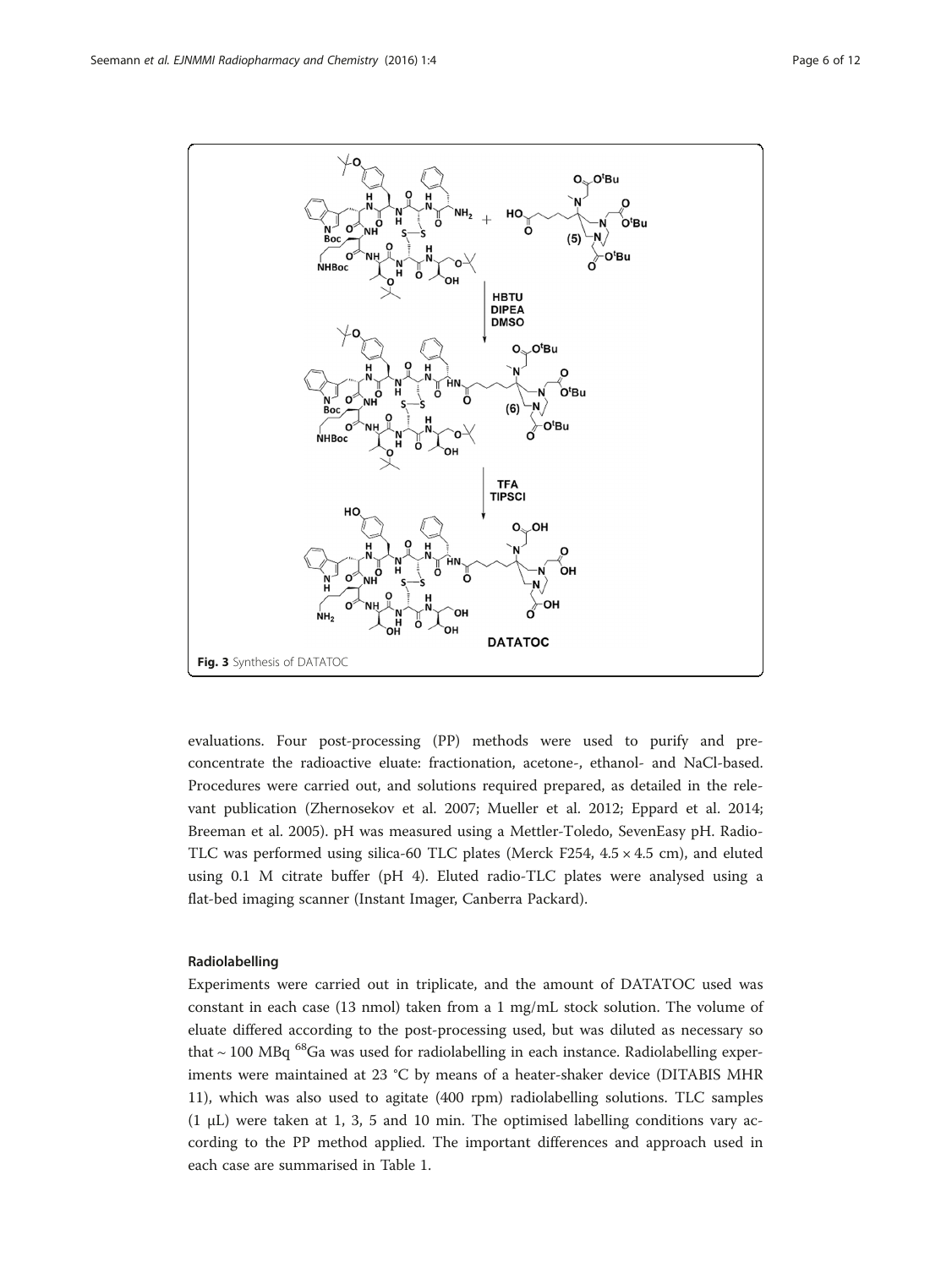Fig. 3 Synthesis of DATATOC

evaluations. Four post-processing (PP) methods were used to purify and pre-concentrate the radioactive eluate: fractionation, acetone-, ethanol- and NaCl-based. Procedures were carried out, and solutions required prepared, as detailed in the relevant publication (Zhernosekov et al. 2007; Mueller et al. 2012; Eppard et al. 2014; Breeman et al. 2005). pH was measured using a Mettler-Toledo, SevenEasy pH. Radio-TLC was performed using silica-60 TLC plates (Merck F254, 4.5 × 4.5 cm), and eluted using 0.1 M citrate buffer (pH 4). Eluted radio-TLC plates were analysed using a flat-bed imaging scanner (Instant Imager, Canberra Packard).

### Radiolabelling

Experiments were carried out in triplicate, and the amount of DATATOC used was constant in each case (13 nmol) taken from a 1 mg/mL stock solution. The volume of eluate differed according to the post-processing used, but was diluted as necessary so that ~ 100 MBq $^{68}$Ga was used for radiolabelling in each instance. Radiolabelling experiments were maintained at 23 °C by means of a heater-shaker device (DITABIS MHR 11), which was also used to agitate (400 rpm) radiolabelling solutions. TLC samples (1 μL) were taken at 1, 3, 5 and 10 min. The optimised labelling conditions vary according to the PP method applied. The important differences and approach used in each case are summarised in Table 1.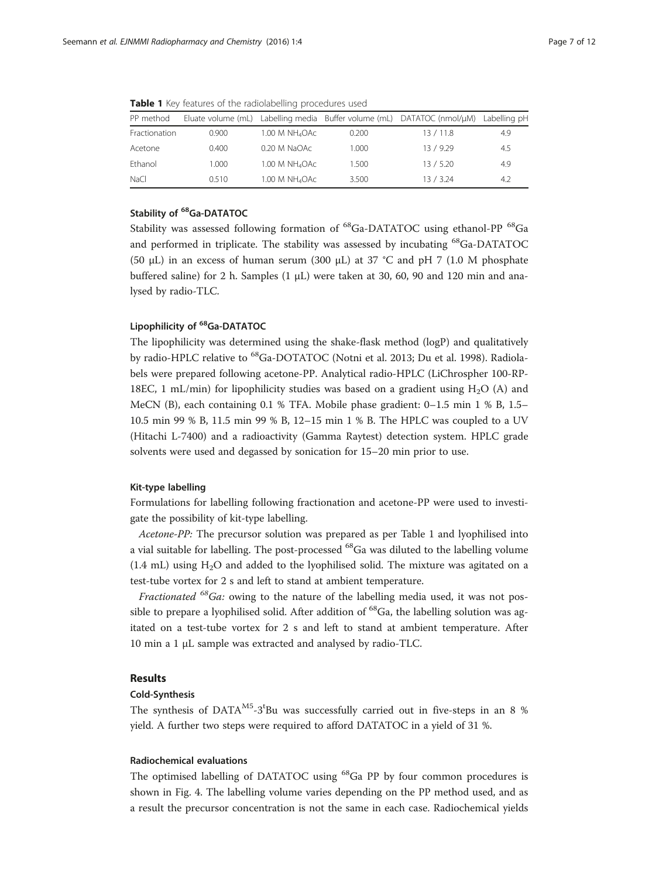**Table 1** Key features of the radiolabelling procedures used

| PP method | Eluate volume (mL) | Labelling media | Buffer volume (mL) | DATATOC (nmol/μM) | Labelling pH |
|---|---|---|---|---|---|
| Fractionation | 0.900 | 1.00 M $NH_4OAc$ | 0.200 | 13 / 11.8 | 4.9 |
| Acetone | 0.400 | 0.20 M NaOAc | 1.000 | 13 / 9.29 | 4.5 |
| Ethanol | 1.000 | 1.00 M $NH_4OAc$ | 1.500 | 13 / 5.20 | 4.9 |
| NaCl | 0.510 | 1.00 M $NH_4OAc$ | 3.500 | 13 / 3.24 | 4.2 |

### Stability of $^{68}$Ga-DATATOC

Stability was assessed following formation of $^{68}$Ga-DATATOC using ethanol-PP $^{68}$Ga and performed in triplicate. The stability was assessed by incubating $^{68}$Ga-DATATOC (50 μL) in an excess of human serum (300 μL) at 37 °C and pH 7 (1.0 M phosphate buffered saline) for 2 h. Samples (1 μL) were taken at 30, 60, 90 and 120 min and analysed by radio-TLC.

### Lipophilicity of $^{68}$Ga-DATATOC

The lipophilicity was determined using the shake-flask method (logP) and qualitatively by radio-HPLC relative to $^{68}$Ga-DOTATOC (Notni et al. 2013; Du et al. 1998). Radiolabels were prepared following acetone-PP. Analytical radio-HPLC (LiChrospher 100-RP-18EC, 1 mL/min) for lipophilicity studies was based on a gradient using $H_2O$ (A) and MeCN (B), each containing 0.1 % TFA. Mobile phase gradient: 0–1.5 min 1 % B, 1.5–10.5 min 99 % B, 11.5 min 99 % B, 12–15 min 1 % B. The HPLC was coupled to a UV (Hitachi L-7400) and a radioactivity (Gamma Raytest) detection system. HPLC grade solvents were used and degassed by sonication for 15–20 min prior to use.

#### Kit-type labelling

Formulations for labelling following fractionation and acetone-PP were used to investigate the possibility of kit-type labelling.

*Acetone-PP:* The precursor solution was prepared as per Table 1 and lyophilised into a vial suitable for labelling. The post-processed $^{68}$Ga was diluted to the labelling volume (1.4 mL) using $H_2O$ and added to the lyophilised solid. The mixture was agitated on a test-tube vortex for 2 s and left to stand at ambient temperature.

*Fractionated $^{68}$Ga:* owing to the nature of the labelling media used, it was not possible to prepare a lyophilised solid. After addition of $^{68}$Ga, the labelling solution was agitated on a test-tube vortex for 2 s and left to stand at ambient temperature. After 10 min a 1 μL sample was extracted and analysed by radio-TLC.

## Results

### Cold-Synthesis

The synthesis of DATA$^{M5}$-3$^{t}$Bu was successfully carried out in five-steps in an 8 % yield. A further two steps were required to afford DATATOC in a yield of 31 %.

### Radiochemical evaluations

The optimised labelling of DATATOC using $^{68}$Ga PP by four common procedures is shown in Fig. 4. The labelling volume varies depending on the PP method used, and as a result the precursor concentration is not the same in each case. Radiochemical yields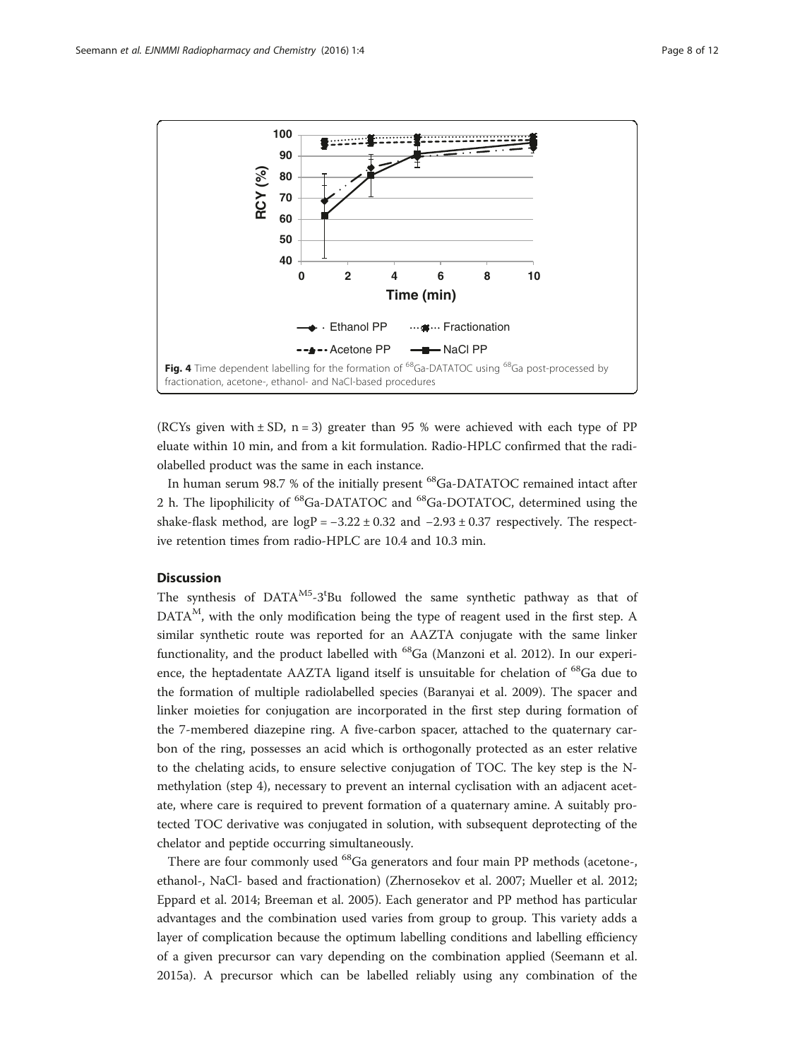**Fig. 4** Time dependent labelling for the formation of $^{68}$Ga-DATATOC using $^{68}$Ga post-processed by fractionation, acetone-, ethanol- and NaCl-based procedures

(RCYs given with ± SD, n = 3) greater than 95 % were achieved with each type of PP eluate within 10 min, and from a kit formulation. Radio-HPLC confirmed that the radiolabelled product was the same in each instance.

In human serum 98.7 % of the initially present $^{68}$Ga-DATATOC remained intact after 2 h. The lipophilicity of $^{68}$Ga-DATATOC and $^{68}$Ga-DOTATOC, determined using the shake-flask method, are $\log P = -3.22 \pm 0.32$ and $-2.93 \pm 0.37$ respectively. The respective retention times from radio-HPLC are 10.4 and 10.3 min.

## Discussion

The synthesis of DATA$^{M5}$-3$^{t}$Bu followed the same synthetic pathway as that of DATA$^{M}$, with the only modification being the type of reagent used in the first step. A similar synthetic route was reported for an AAZTA conjugate with the same linker functionality, and the product labelled with $^{68}$Ga (Manzoni et al. 2012). In our experience, the heptadentate AAZTA ligand itself is unsuitable for chelation of $^{68}$Ga due to the formation of multiple radiolabelled species (Baranyai et al. 2009). The spacer and linker moieties for conjugation are incorporated in the first step during formation of the 7-membered diazepine ring. A five-carbon spacer, attached to the quaternary carbon of the ring, possesses an acid which is orthogonally protected as an ester relative to the chelating acids, to ensure selective conjugation of TOC. The key step is the N-methylation (step 4), necessary to prevent an internal cyclisation with an adjacent acetate, where care is required to prevent formation of a quaternary amine. A suitably protected TOC derivative was conjugated in solution, with subsequent deprotecting of the chelator and peptide occurring simultaneously.

There are four commonly used $^{68}$Ga generators and four main PP methods (acetone-, ethanol-, NaCl- based and fractionation) (Zhernosekov et al. 2007; Mueller et al. 2012; Eppard et al. 2014; Breeman et al. 2005). Each generator and PP method has particular advantages and the combination used varies from group to group. This variety adds a layer of complication because the optimum labelling conditions and labelling efficiency of a given precursor can vary depending on the combination applied (Seemann et al. 2015a). A precursor which can be labelled reliably using any combination of the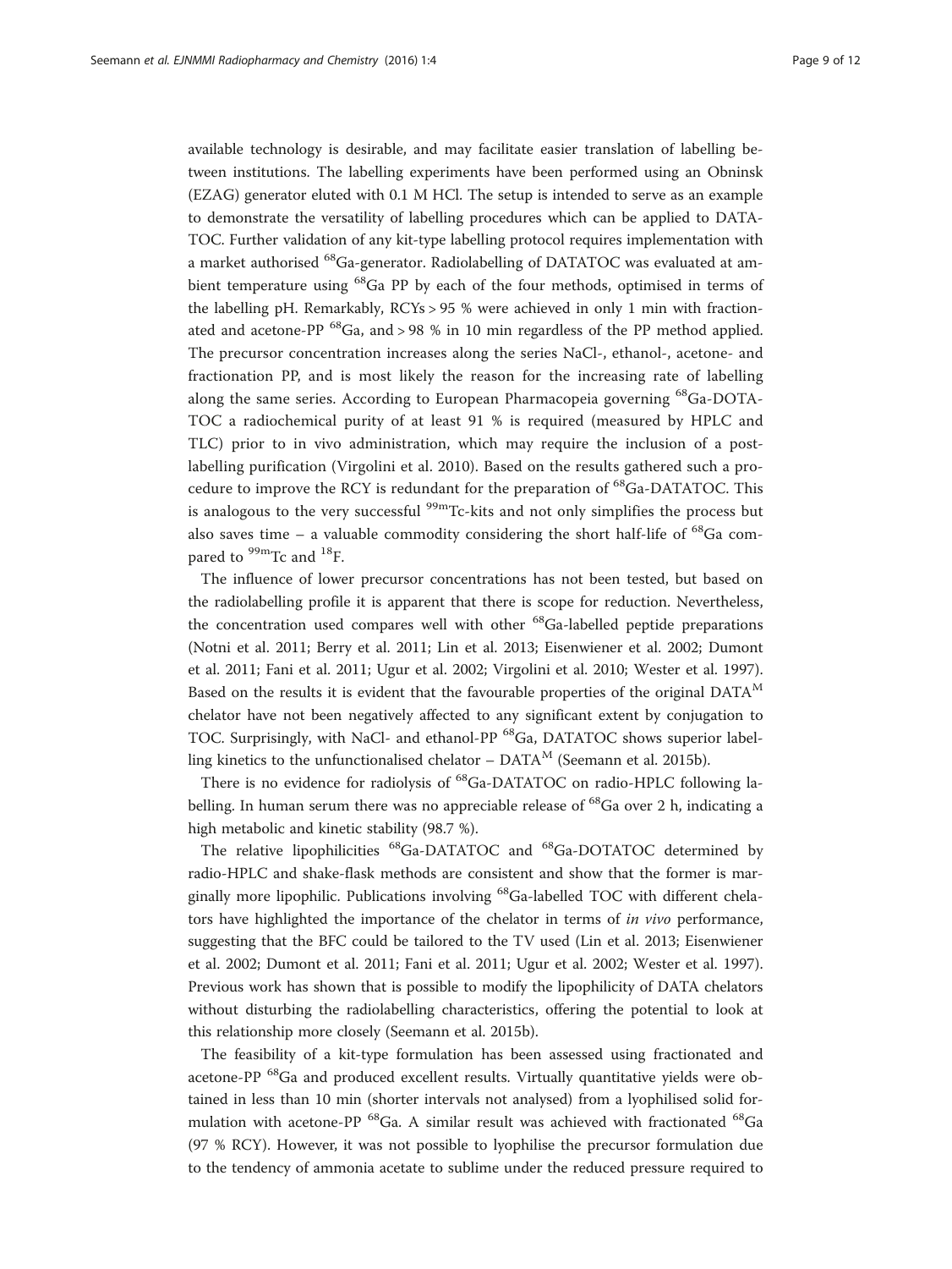available technology is desirable, and may facilitate easier translation of labelling between institutions. The labelling experiments have been performed using an Obninsk (EZAG) generator eluted with 0.1 M HCl. The setup is intended to serve as an example to demonstrate the versatility of labelling procedures which can be applied to DATATOC. Further validation of any kit-type labelling protocol requires implementation with a market authorised $^{68}$Ga-generator. Radiolabelling of DATATOC was evaluated at ambient temperature using $^{68}$Ga PP by each of the four methods, optimised in terms of the labelling pH. Remarkably, RCYs > 95 % were achieved in only 1 min with fractionated and acetone-PP $^{68}$Ga, and > 98 % in 10 min regardless of the PP method applied. The precursor concentration increases along the series NaCl-, ethanol-, acetone- and fractionation PP, and is most likely the reason for the increasing rate of labelling along the same series. According to European Pharmacopeia governing $^{68}$Ga-DOTA-TOC a radiochemical purity of at least 91 % is required (measured by HPLC and TLC) prior to in vivo administration, which may require the inclusion of a post-labelling purification (Virgolini et al. 2010). Based on the results gathered such a procedure to improve the RCY is redundant for the preparation of $^{68}$Ga-DATATOC. This is analogous to the very successful $^{99m}$Tc-kits and not only simplifies the process but also saves time – a valuable commodity considering the short half-life of $^{68}$Ga compared to $^{99m}$Tc and $^{18}$F.

The influence of lower precursor concentrations has not been tested, but based on the radiolabelling profile it is apparent that there is scope for reduction. Nevertheless, the concentration used compares well with other $^{68}$Ga-labelled peptide preparations (Notni et al. 2011; Berry et al. 2011; Lin et al. 2013; Eisenwiener et al. 2002; Dumont et al. 2011; Fani et al. 2011; Ugur et al. 2002; Virgolini et al. 2010; Wester et al. 1997). Based on the results it is evident that the favourable properties of the original DATA$^{M}$ chelator have not been negatively affected to any significant extent by conjugation to TOC. Surprisingly, with NaCl- and ethanol-PP $^{68}$Ga, DATATOC shows superior labelling kinetics to the unfunctionalised chelator – DATA$^{M}$ (Seemann et al. 2015b).

There is no evidence for radiolysis of $^{68}$Ga-DATATOC on radio-HPLC following labelling. In human serum there was no appreciable release of $^{68}$Ga over 2 h, indicating a high metabolic and kinetic stability (98.7 %).

The relative lipophilicities $^{68}$Ga-DATATOC and $^{68}$Ga-DOTATOC determined by radio-HPLC and shake-flask methods are consistent and show that the former is marginally more lipophilic. Publications involving $^{68}$Ga-labelled TOC with different chelators have highlighted the importance of the chelator in terms of *in vivo* performance, suggesting that the BFC could be tailored to the TV used (Lin et al. 2013; Eisenwiener et al. 2002; Dumont et al. 2011; Fani et al. 2011; Ugur et al. 2002; Wester et al. 1997). Previous work has shown that is possible to modify the lipophilicity of DATA chelators without disturbing the radiolabelling characteristics, offering the potential to look at this relationship more closely (Seemann et al. 2015b).

The feasibility of a kit-type formulation has been assessed using fractionated and acetone-PP $^{68}$Ga and produced excellent results. Virtually quantitative yields were obtained in less than 10 min (shorter intervals not analysed) from a lyophilised solid formulation with acetone-PP $^{68}$Ga. A similar result was achieved with fractionated $^{68}$Ga (97 % RCY). However, it was not possible to lyophilise the precursor formulation due to the tendency of ammonia acetate to sublime under the reduced pressure required to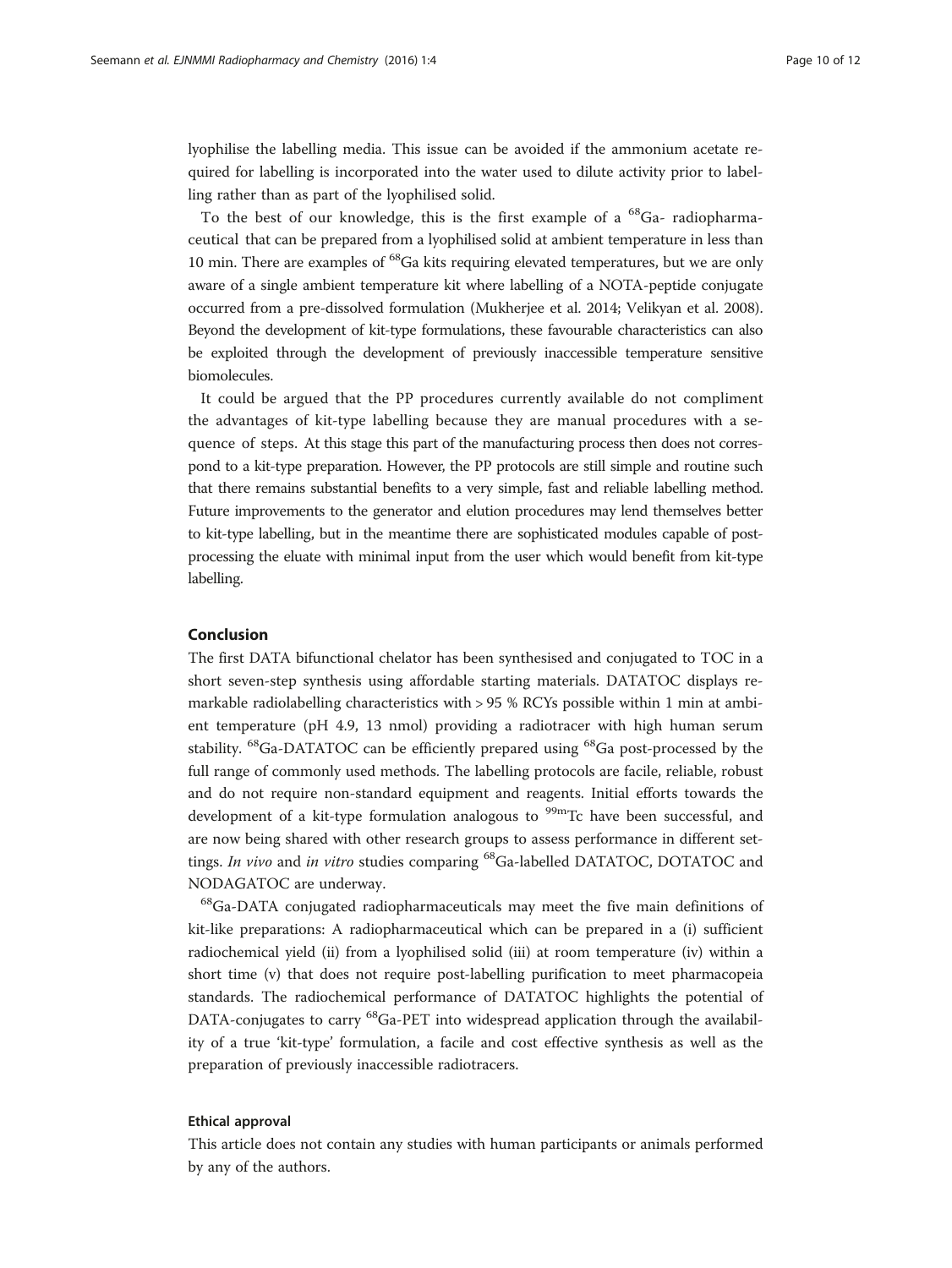lyophilise the labelling media. This issue can be avoided if the ammonium acetate required for labelling is incorporated into the water used to dilute activity prior to labelling rather than as part of the lyophilised solid.

To the best of our knowledge, this is the first example of a $^{68}$Ga- radiopharmaceutical that can be prepared from a lyophilised solid at ambient temperature in less than 10 min. There are examples of $^{68}$Ga kits requiring elevated temperatures, but we are only aware of a single ambient temperature kit where labelling of a NOTA-peptide conjugate occurred from a pre-dissolved formulation (Mukherjee et al. 2014; Velikyan et al. 2008). Beyond the development of kit-type formulations, these favourable characteristics can also be exploited through the development of previously inaccessible temperature sensitive biomolecules.

It could be argued that the PP procedures currently available do not compliment the advantages of kit-type labelling because they are manual procedures with a sequence of steps. At this stage this part of the manufacturing process then does not correspond to a kit-type preparation. However, the PP protocols are still simple and routine such that there remains substantial benefits to a very simple, fast and reliable labelling method. Future improvements to the generator and elution procedures may lend themselves better to kit-type labelling, but in the meantime there are sophisticated modules capable of post-processing the eluate with minimal input from the user which would benefit from kit-type labelling.

## Conclusion

The first DATA bifunctional chelator has been synthesised and conjugated to TOC in a short seven-step synthesis using affordable starting materials. DATATOC displays remarkable radiolabelling characteristics with > 95 % RCYs possible within 1 min at ambient temperature (pH 4.9, 13 nmol) providing a radiotracer with high human serum stability. $^{68}$Ga-DATATOC can be efficiently prepared using $^{68}$Ga post-processed by the full range of commonly used methods. The labelling protocols are facile, reliable, robust and do not require non-standard equipment and reagents. Initial efforts towards the development of a kit-type formulation analogous to $^{99m}$Tc have been successful, and are now being shared with other research groups to assess performance in different settings. *In vivo* and *in vitro* studies comparing $^{68}$Ga-labelled DATATOC, DOTATOC and NODAGATOC are underway.

$^{68}$Ga-DATA conjugated radiopharmaceuticals may meet the five main definitions of kit-like preparations: A radiopharmaceutical which can be prepared in a (i) sufficient radiochemical yield (ii) from a lyophilised solid (iii) at room temperature (iv) within a short time (v) that does not require post-labelling purification to meet pharmacopeia standards. The radiochemical performance of DATATOC highlights the potential of DATA-conjugates to carry $^{68}$Ga-PET into widespread application through the availability of a true 'kit-type' formulation, a facile and cost effective synthesis as well as the preparation of previously inaccessible radiotracers.

### Ethical approval

This article does not contain any studies with human participants or animals performed by any of the authors.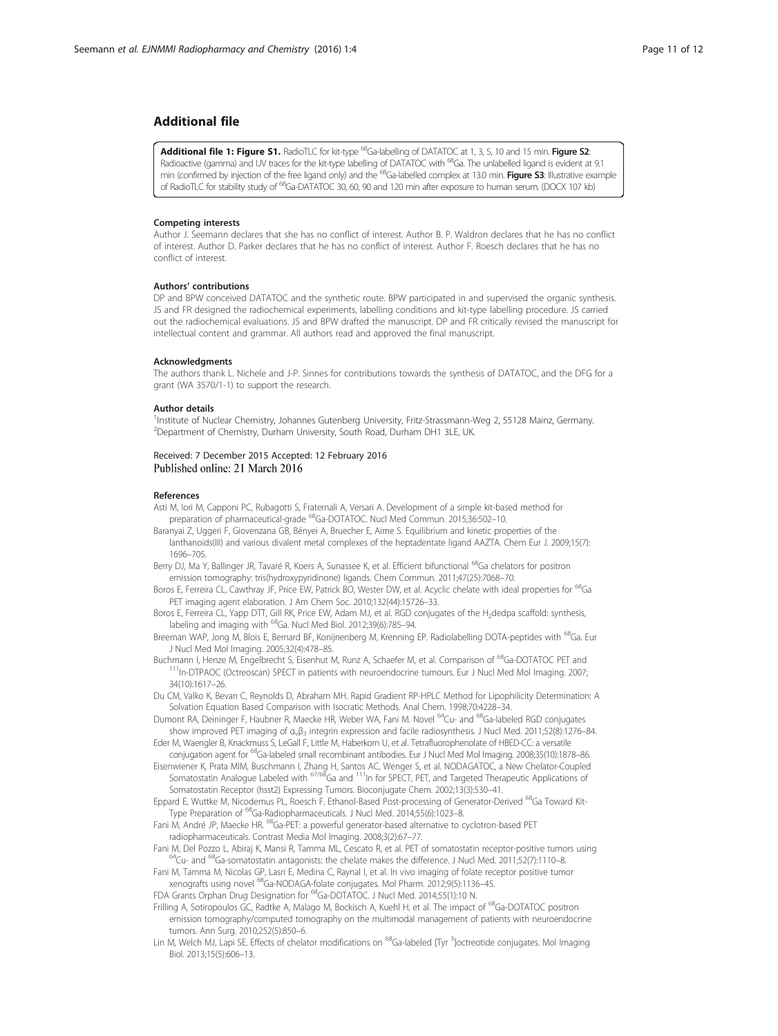## Additional file

**Additional file 1: Figure S1.** RadioTLC for kit-type $^{68}$Ga-labelling of DATATOC at 1, 3, 5, 10 and 15 min. **Figure S2**: Radioactive (gamma) and UV traces for the kit-type labelling of DATATOC with $^{68}$Ga. The unlabelled ligand is evident at 9.1 min (confirmed by injection of the free ligand only) and the $^{68}$Ga-labelled complex at 13.0 min. **Figure S3**: Illustrative example of RadioTLC for stability study of $^{68}$Ga-DATATOC 30, 60, 90 and 120 min after exposure to human serum. (DOCX 107 kb)

#### Competing interests

Author J. Seemann declares that she has no conflict of interest. Author B. P. Waldron declares that he has no conflict of interest. Author D. Parker declares that he has no conflict of interest. Author F. Roesch declares that he has no conflict of interest.

#### Authors' contributions

DP and BPW conceived DATATOC and the synthetic route. BPW participated in and supervised the organic synthesis. JS and FR designed the radiochemical experiments, labelling conditions and kit-type labelling procedure. JS carried out the radiochemical evaluations. JS and BPW drafted the manuscript. DP and FR critically revised the manuscript for intellectual content and grammar. All authors read and approved the final manuscript.

#### Acknowledgments

The authors thank L. Nichele and J-P. Sinnes for contributions towards the synthesis of DATATOC, and the DFG for a grant (WA 3570/1-1) to support the research.

#### Author details

[1]Institute of Nuclear Chemistry, Johannes Gutenberg University, Fritz-Strassmann-Weg 2, 55128 Mainz, Germany.
[2]Department of Chemistry, Durham University, South Road, Durham DH1 3LE, UK.

Received: 7 December 2015 Accepted: 12 February 2016
Published online: 21 March 2016

#### References

Asti M, Iori M, Capponi PC, Rubagotti S, Fraternali A, Versari A. Development of a simple kit-based method for preparation of pharmaceutical-grade $^{68}$Ga-DOTATOC. Nucl Med Commun. 2015;36:502–10.

Baranyai Z, Uggeri F, Giovenzana GB, Bényei A, Bruecher E, Aime S. Equilibrium and kinetic properties of the lanthanoids(III) and various divalent metal complexes of the heptadentate ligand AAZTA. Chem Eur J. 2009;15(7): 1696–705.

Berry DJ, Ma Y, Ballinger JR, Tavaré R, Koers A, Sunassee K, et al. Efficient bifunctional $^{68}$Ga chelators for positron emission tomography: tris(hydroxypyridinone) ligands. Chem Commun. 2011;47(25):7068–70.

Boros E, Ferreira CL, Cawthray JF, Price EW, Patrick BO, Wester DW, et al. Acyclic chelate with ideal properties for $^{68}$Ga PET imaging agent elaboration. J Am Chem Soc. 2010;132(44):15726–33.

Boros E, Ferreira CL, Yapp DTT, Gill RK, Price EW, Adam MJ, et al. RGD conjugates of the $H_2$dedpa scaffold: synthesis, labeling and imaging with $^{68}$Ga. Nucl Med Biol. 2012;39(6):785–94.

Breeman WAP, Jong M, Blois E, Bernard BF, Konijnenberg M, Krenning EP. Radiolabelling DOTA-peptides with $^{68}$Ga. Eur J Nucl Med Mol Imaging. 2005;32(4):478–85.

Buchmann I, Henze M, Engelbrecht S, Eisenhut M, Runz A, Schaefer M, et al. Comparison of $^{68}$Ga-DOTATOC PET and $^{111}$In-DTPAOC (Octreoscan) SPECT in patients with neuroendocrine tumours. Eur J Nucl Med Mol Imaging. 2007; 34(10):1617–26.

Du CM, Valko K, Bevan C, Reynolds D, Abraham MH. Rapid Gradient RP-HPLC Method for Lipophilicity Determination: A Solvation Equation Based Comparison with Isocratic Methods. Anal Chem. 1998;70:4228–34.

Dumont RA, Deininger F, Haubner R, Maecke HR, Weber WA, Fani M. Novel $^{64}$Cu- and $^{68}$Ga-labeled RGD conjugates show improved PET imaging of $\alpha_v\beta_3$ integrin expression and facile radiosynthesis. J Nucl Med. 2011;52(8):1276–84.

Eder M, Waengler B, Knackmuss S, LeGall F, Little M, Haberkorn U, et al. Tetrafluorophenolate of HBED-CC: a versatile conjugation agent for $^{68}$Ga-labeled small recombinant antibodies. Eur J Nucl Med Mol Imaging. 2008;35(10):1878–86.

Eisenwiener K, Prata MIM, Buschmann I, Zhang H, Santos AC, Wenger S, et al. NODAGATOC, a New Chelator-Coupled Somatostatin Analogue Labeled with $^{67/68}$Ga and $^{111}$In for SPECT, PET, and Targeted Therapeutic Applications of Somatostatin Receptor (hsst2) Expressing Tumors. Bioconjugate Chem. 2002;13(3):530–41.

Eppard E, Wuttke M, Nicodemus PL, Roesch F. Ethanol-Based Post-processing of Generator-Derived $^{68}$Ga Toward Kit-Type Preparation of $^{68}$Ga-Radiopharmaceuticals. J Nucl Med. 2014;55(6):1023–8.

Fani M, André JP, Maecke HR. $^{68}$Ga-PET: a powerful generator-based alternative to cyclotron-based PET radiopharmaceuticals. Contrast Media Mol Imaging. 2008;3(2):67–77.

Fani M, Del Pozzo L, Abiraj K, Mansi R, Tamma ML, Cescato R, et al. PET of somatostatin receptor-positive tumors using $^{64}$Cu- and $^{68}$Ga-somatostatin antagonists: the chelate makes the difference. J Nucl Med. 2011;52(7):1110–8.

Fani M, Tamma M, Nicolas GP, Lasri E, Medina C, Raynal I, et al. In vivo imaging of folate receptor positive tumor xenografts using novel $^{68}$Ga-NODAGA-folate conjugates. Mol Pharm. 2012;9(5):1136–45.

FDA Grants Orphan Drug Designation for $^{68}$Ga-DOTATOC. J Nucl Med. 2014;55(1):10 N.

Frilling A, Sotiropoulos GC, Radtke A, Malago M, Bockisch A, Kuehl H, et al. The impact of $^{68}$Ga-DOTATOC positron emission tomography/computed tomography on the multimodal management of patients with neuroendocrine tumors. Ann Surg. 2010;252(5):850–6.

Lin M, Welch MJ, Lapi SE. Effects of chelator modifications on $^{68}$Ga-labeled [Tyr $^3$]octreotide conjugates. Mol Imaging Biol. 2013;15(5):606–13.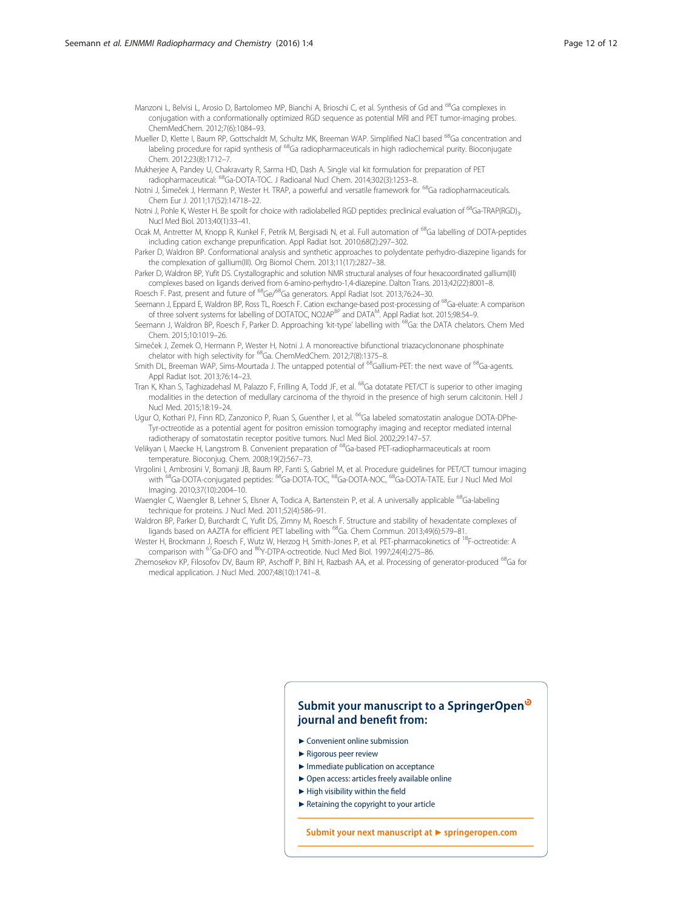Manzoni L, Belvisi L, Arosio D, Bartolomeo MP, Bianchi A, Brioschi C, et al. Synthesis of Gd and $^{68}$Ga complexes in conjugation with a conformationally optimized RGD sequence as potential MRI and PET tumor-imaging probes. ChemMedChem. 2012;7(6):1084–93.

Mueller D, Klette I, Baum RP, Gottschaldt M, Schultz MK, Breeman WAP. Simplified NaCl based $^{68}$Ga concentration and labeling procedure for rapid synthesis of $^{68}$Ga radiopharmaceuticals in high radiochemical purity. Bioconjugate Chem. 2012;23(8):1712–7.

Mukherjee A, Pandey U, Chakravarty R, Sarma HD, Dash A. Single vial kit formulation for preparation of PET radiopharmaceutical: $^{68}$Ga-DOTA-TOC. J Radioanal Nucl Chem. 2014;302(3):1253–8.

Notni J, Šimeček J, Hermann P, Wester H. TRAP, a powerful and versatile framework for $^{68}$Ga radiopharmaceuticals. Chem Eur J. 2011;17(52):14718–22.

Notni J, Pohle K, Wester H. Be spoilt for choice with radiolabelled RGD peptides: preclinical evaluation of $^{68}$Ga-TRAP(RGD)$_3$. Nucl Med Biol. 2013;40(1):33–41.

Ocak M, Antretter M, Knopp R, Kunkel F, Petrik M, Bergisadi N, et al. Full automation of $^{68}$Ga labelling of DOTA-peptides including cation exchange prepurification. Appl Radiat Isot. 2010;68(2):297–302.

Parker D, Waldron BP. Conformational analysis and synthetic approaches to polydentate perhydro-diazepine ligands for the complexation of gallium(III). Org Biomol Chem. 2013;11(17):2827–38.

Parker D, Waldron BP, Yufit DS. Crystallographic and solution NMR structural analyses of four hexacoordinated gallium(III) complexes based on ligands derived from 6-amino-perhydro-1,4-diazepine. Dalton Trans. 2013;42(22):8001–8.

Roesch F. Past, present and future of $^{68}$Ge/$^{68}$Ga generators. Appl Radiat Isot. 2013;76:24–30.

Seemann J, Eppard E, Waldron BP, Ross TL, Roesch F. Cation exchange-based post-processing of $^{68}$Ga-eluate: A comparison of three solvent systems for labelling of DOTATOC, NO2AP$^{BP}$ and DATA$^{M}$. Appl Radiat Isot. 2015;98:54–9.

Seemann J, Waldron BP, Roesch F, Parker D. Approaching 'kit-type' labelling with $^{68}$Ga: the DATA chelators. Chem Med Chem. 2015;10:1019–26.

Simeček J, Zemek O, Hermann P, Wester H, Notni J. A monoreactive bifunctional triazacyclononane phosphinate chelator with high selectivity for $^{68}$Ga. ChemMedChem. 2012;7(8):1375–8.

Smith DL, Breeman WAP, Sims-Mourtada J. The untapped potential of $^{68}$Gallium-PET: the next wave of $^{68}$Ga-agents. Appl Radiat Isot. 2013;76:14–23.

Tran K, Khan S, Taghizadehasl M, Palazzo F, Frilling A, Todd JF, et al. $^{68}$Ga dotatate PET/CT is superior to other imaging modalities in the detection of medullary carcinoma of the thyroid in the presence of high serum calcitonin. Hell J Nucl Med. 2015;18:19–24.

Ugur O, Kothari PJ, Finn RD, Zanzonico P, Ruan S, Guenther I, et al. $^{66}$Ga labeled somatostatin analogue DOTA-DPhe-Tyr-octreotide as a potential agent for positron emission tomography imaging and receptor mediated internal radiotherapy of somatostatin receptor positive tumors. Nucl Med Biol. 2002;29:147–57.

Velikyan I, Maecke H, Langstrom B. Convenient preparation of $^{68}$Ga-based PET-radiopharmaceuticals at room temperature. Bioconjug. Chem. 2008;19(2):567–73.

Virgolini I, Ambrosini V, Bomanji JB, Baum RP, Fanti S, Gabriel M, et al. Procedure guidelines for PET/CT tumour imaging with $^{68}$Ga-DOTA-conjugated peptides: $^{68}$Ga-DOTA-TOC, $^{68}$Ga-DOTA-NOC, $^{68}$Ga-DOTA-TATE. Eur J Nucl Med Mol Imaging. 2010;37(10):2004–10.

Waengler C, Waengler B, Lehner S, Elsner A, Todica A, Bartenstein P, et al. A universally applicable $^{68}$Ga-labeling technique for proteins. J Nucl Med. 2011;52(4):586–91.

Waldron BP, Parker D, Burchardt C, Yufit DS, Zimny M, Roesch F. Structure and stability of hexadentate complexes of ligands based on AAZTA for efficient PET labelling with $^{68}$Ga. Chem Commun. 2013;49(6):579–81.

Wester H, Brockmann J, Roesch F, Wutz W, Herzog H, Smith-Jones P, et al. PET-pharmacokinetics of $^{18}$F-octreotide: A comparison with $^{67}$Ga-DFO and $^{86}$Y-DTPA-octreotide. Nucl Med Biol. 1997;24(4):275–86.

Zhernosekov KP, Filosofov DV, Baum RP, Aschoff P, Bihl H, Razbash AA, et al. Processing of generator-produced $^{68}$Ga for medical application. J Nucl Med. 2007;48(10):1741–8.

**Submit your manuscript to a SpringerOpen journal and benefit from:**

- ► Convenient online submission
- ► Rigorous peer review
- ► Immediate publication on acceptance
- ► Open access: articles freely available online
- ► High visibility within the field
- ► Retaining the copyright to your article

**Submit your next manuscript at ► springeropen.com**